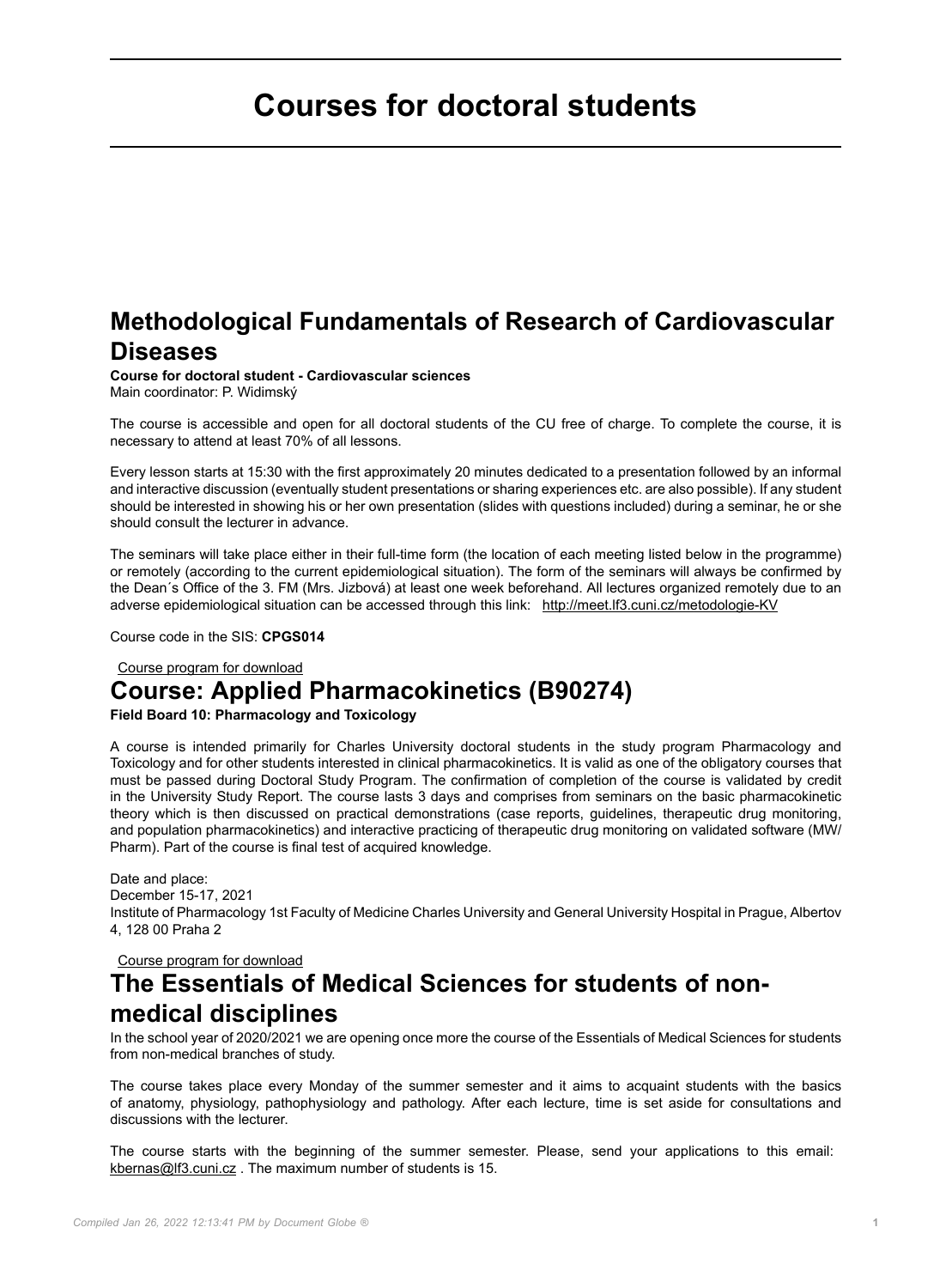# Courses for doctoral students

## Methodological Fundamentals of Research of Cardiovascular Diseases

**Course for doctoral student - Cardiovascular sciences**
Main coordinator: P. Widimský

The course is accessible and open for all doctoral students of the CU free of charge. To complete the course, it is necessary to attend at least 70% of all lessons.

Every lesson starts at 15:30 with the first approximately 20 minutes dedicated to a presentation followed by an informal and interactive discussion (eventually student presentations or sharing experiences etc. are also possible). If any student should be interested in showing his or her own presentation (slides with questions included) during a seminar, he or she should consult the lecturer in advance.

The seminars will take place either in their full-time form (the location of each meeting listed below in the programme) or remotely (according to the current epidemiological situation). The form of the seminars will always be confirmed by the Dean´s Office of the 3. FM (Mrs. Jizbová) at least one week beforehand. All lectures organized remotely due to an adverse epidemiological situation can be accessed through this link: http://meet.lf3.cuni.cz/metodologie-KV

Course code in the SIS: **CPGS014**

Course program for download

## Course: Applied Pharmacokinetics (B90274)

**Field Board 10: Pharmacology and Toxicology**

A course is intended primarily for Charles University doctoral students in the study program Pharmacology and Toxicology and for other students interested in clinical pharmacokinetics. It is valid as one of the obligatory courses that must be passed during Doctoral Study Program. The confirmation of completion of the course is validated by credit in the University Study Report. The course lasts 3 days and comprises from seminars on the basic pharmacokinetic theory which is then discussed on practical demonstrations (case reports, guidelines, therapeutic drug monitoring, and population pharmacokinetics) and interactive practicing of therapeutic drug monitoring on validated software (MW/Pharm). Part of the course is final test of acquired knowledge.

Date and place:
December 15-17, 2021
Institute of Pharmacology 1st Faculty of Medicine Charles University and General University Hospital in Prague, Albertov 4, 128 00 Praha 2

Course program for download

## The Essentials of Medical Sciences for students of non-medical disciplines

In the school year of 2020/2021 we are opening once more the course of the Essentials of Medical Sciences for students from non-medical branches of study.

The course takes place every Monday of the summer semester and it aims to acquaint students with the basics of anatomy, physiology, pathophysiology and pathology. After each lecture, time is set aside for consultations and discussions with the lecturer.

The course starts with the beginning of the summer semester. Please, send your applications to this email: kbernas@lf3.cuni.cz . The maximum number of students is 15.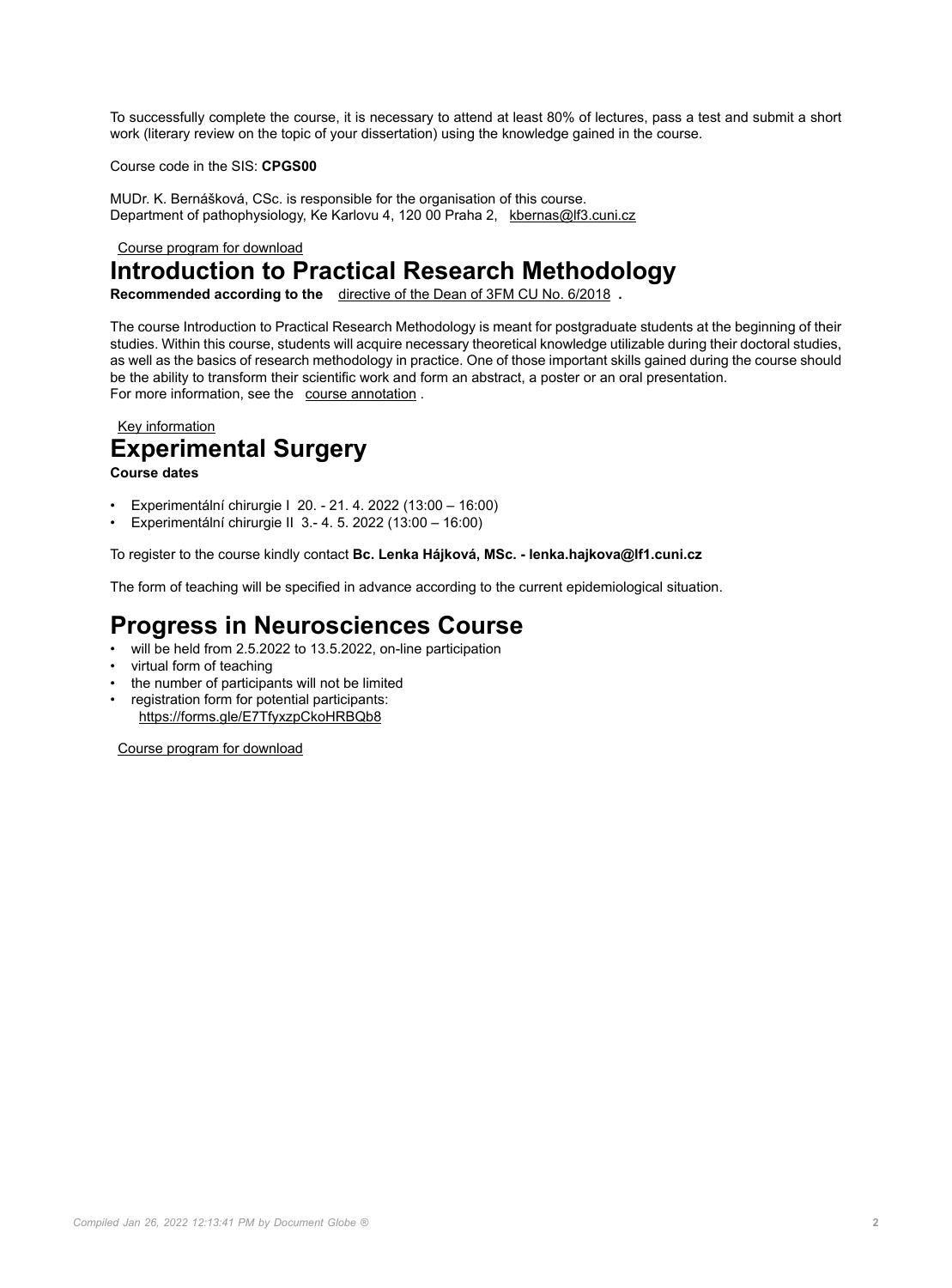To successfully complete the course, it is necessary to attend at least 80% of lectures, pass a test and submit a short work (literary review on the topic of your dissertation) using the knowledge gained in the course.

Course code in the SIS: **CPGS00**

MUDr. K. Bernášková, CSc. is responsible for the organisation of this course.
Department of pathophysiology, Ke Karlovu 4, 120 00 Praha 2, kbernas@lf3.cuni.cz

Course program for download

# Introduction to Practical Research Methodology

**Recommended according to the** directive of the Dean of 3FM CU No. 6/2018 **.**

The course Introduction to Practical Research Methodology is meant for postgraduate students at the beginning of their studies. Within this course, students will acquire necessary theoretical knowledge utilizable during their doctoral studies, as well as the basics of research methodology in practice. One of those important skills gained during the course should be the ability to transform their scientific work and form an abstract, a poster or an oral presentation.
For more information, see the course annotation .

Key information

# Experimental Surgery

**Course dates**

- Experimentální chirurgie I 20. - 21. 4. 2022 (13:00 – 16:00)
- Experimentální chirurgie II 3.- 4. 5. 2022 (13:00 – 16:00)

To register to the course kindly contact **Bc. Lenka Hájková, MSc. - lenka.hajkova@lf1.cuni.cz**

The form of teaching will be specified in advance according to the current epidemiological situation.

# Progress in Neurosciences Course

- will be held from 2.5.2022 to 13.5.2022, on-line participation
- virtual form of teaching
- the number of participants will not be limited
- registration form for potential participants:
  https://forms.gle/E7TfyxzpCkoHRBQb8

Course program for download